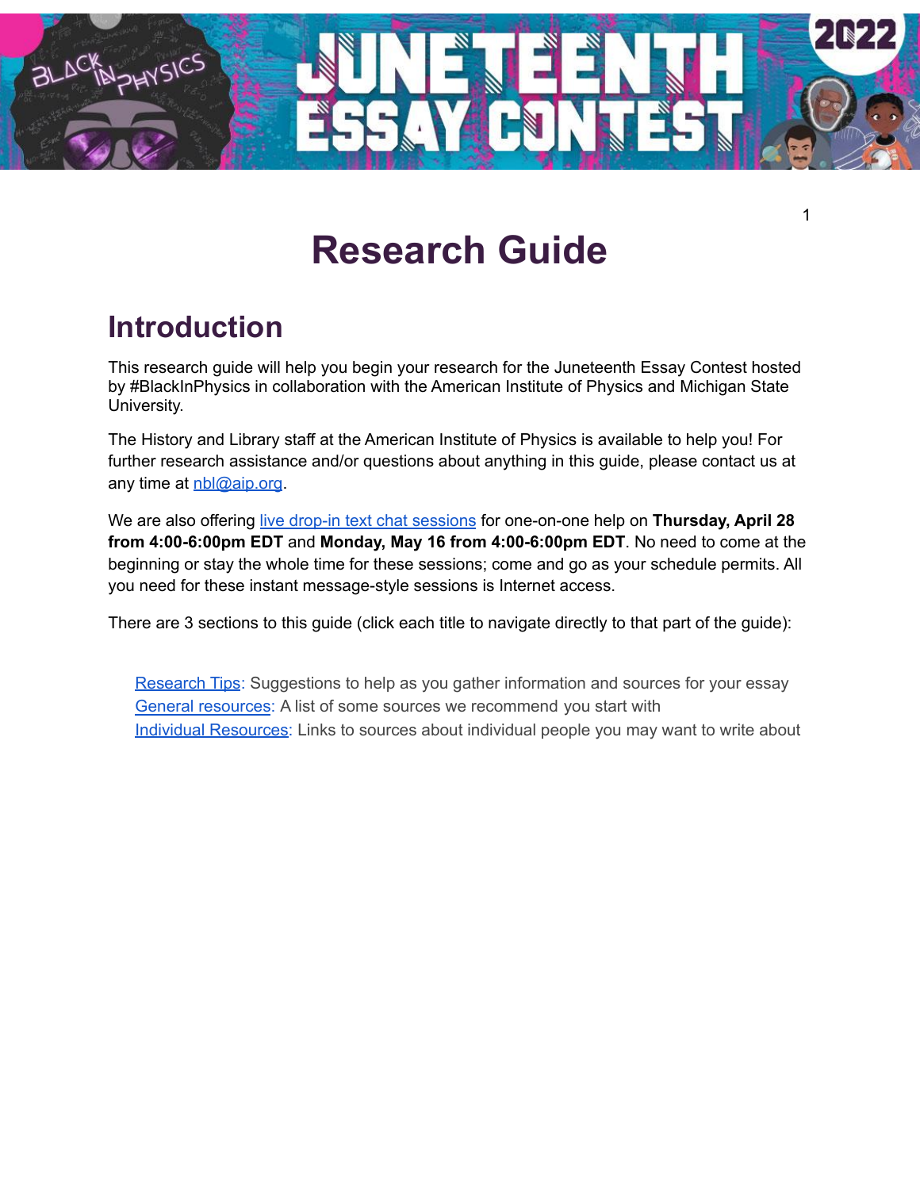# Research Guide

## Introduction

This research guide will help you begin your research for the Juneteenth Essay Contest hosted by #BlackInPhysics in collaboration with the American Institute of Physics and Michigan State University.

The History and Library staff at the American Institute of Physics is available to help you! For further research assistance and/or questions about anything in this guide, please contact us at any time at nbl@aip.org.

We are also offering live drop-in text chat sessions for one-on-one help on **Thursday, April 28 from 4:00-6:00pm EDT** and **Monday, May 16 from 4:00-6:00pm EDT**. No need to come at the beginning or stay the whole time for these sessions; come and go as your schedule permits. All you need for these instant message-style sessions is Internet access.

There are 3 sections to this guide (click each title to navigate directly to that part of the guide):

- Research Tips: Suggestions to help as you gather information and sources for your essay
- General resources: A list of some sources we recommend you start with
- Individual Resources: Links to sources about individual people you may want to write about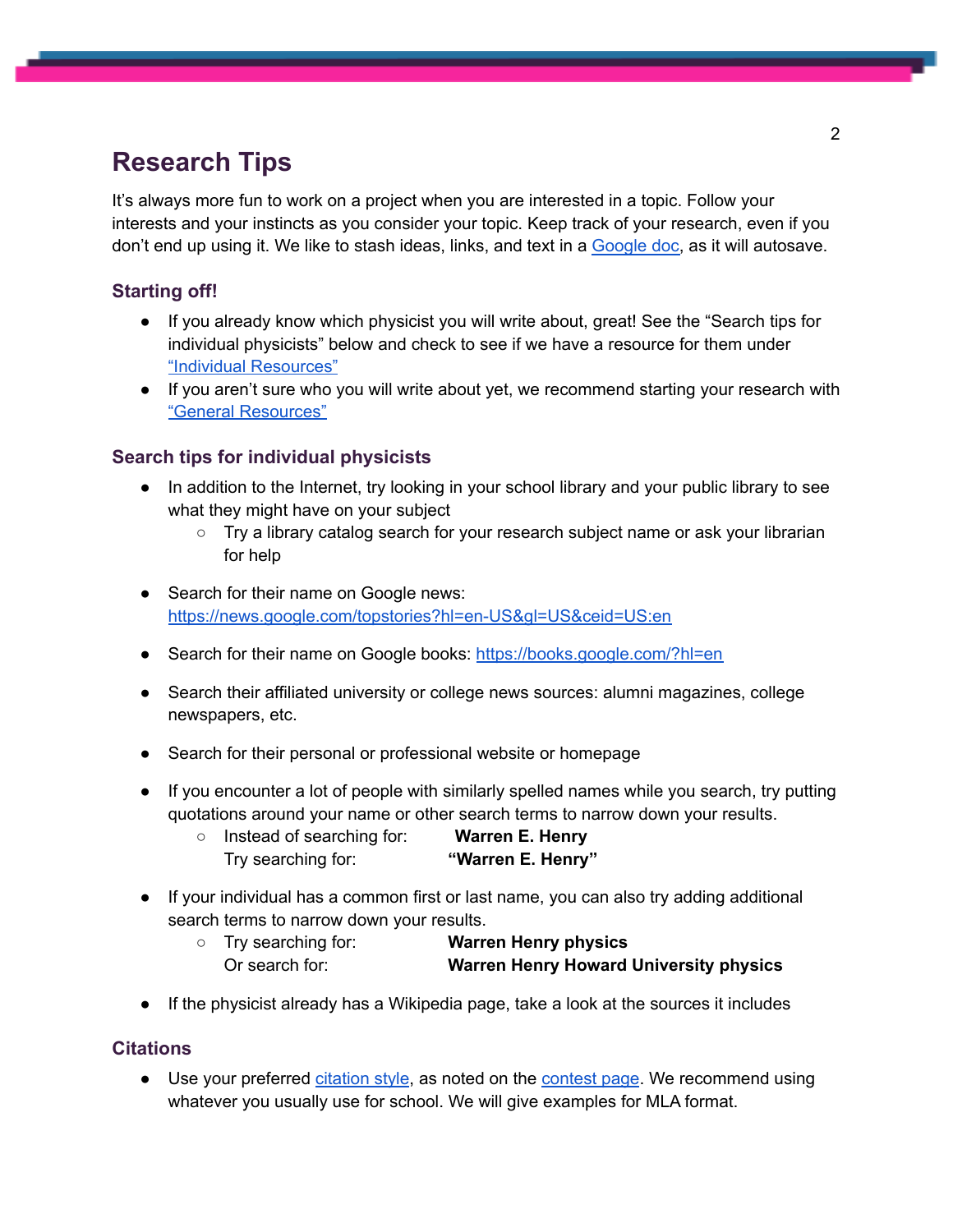# Research Tips

It's always more fun to work on a project when you are interested in a topic. Follow your interests and your instincts as you consider your topic. Keep track of your research, even if you don't end up using it. We like to stash ideas, links, and text in a [Google doc](), as it will autosave.

## Starting off!

- If you already know which physicist you will write about, great! See the "Search tips for individual physicists" below and check to see if we have a resource for them under ["Individual Resources"]()
- If you aren't sure who you will write about yet, we recommend starting your research with ["General Resources"]()

## Search tips for individual physicists

- In addition to the Internet, try looking in your school library and your public library to see what they might have on your subject
  - Try a library catalog search for your research subject name or ask your librarian for help

- Search for their name on Google news: [https://news.google.com/topstories?hl=en-US&gl=US&ceid=US:en](https://news.google.com/topstories?hl=en-US&gl=US&ceid=US:en)

- Search for their name on Google books: [https://books.google.com/?hl=en](https://books.google.com/?hl=en)

- Search their affiliated university or college news sources: alumni magazines, college newspapers, etc.

- Search for their personal or professional website or homepage

- If you encounter a lot of people with similarly spelled names while you search, try putting quotations around your name or other search terms to narrow down your results.
  - Instead of searching for: **Warren E. Henry**
    Try searching for: **"Warren E. Henry"**

- If your individual has a common first or last name, you can also try adding additional search terms to narrow down your results.
  - Try searching for: **Warren Henry physics**
    Or search for: **Warren Henry Howard University physics**

- If the physicist already has a Wikipedia page, take a look at the sources it includes

## Citations

- Use your preferred [citation style](), as noted on the [contest page](). We recommend using whatever you usually use for school. We will give examples for MLA format.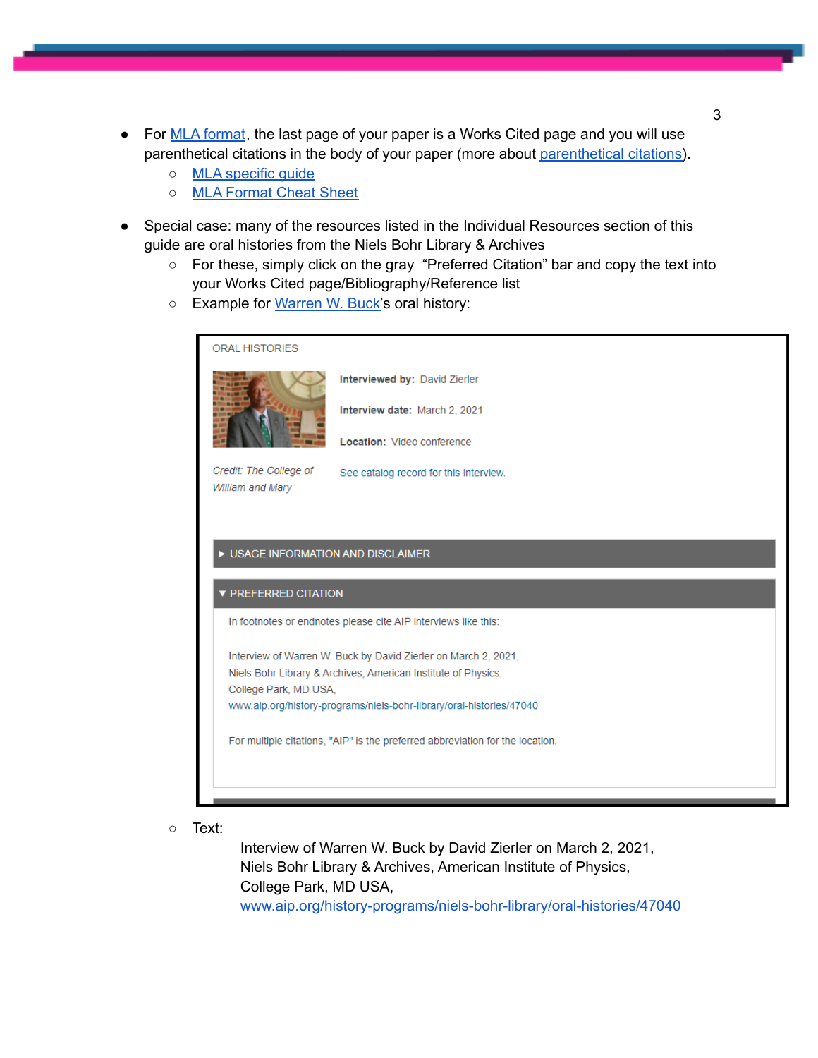- For MLA format, the last page of your paper is a Works Cited page and you will use parenthetical citations in the body of your paper (more about parenthetical citations).
  - MLA specific guide
  - MLA Format Cheat Sheet

- Special case: many of the resources listed in the Individual Resources section of this guide are oral histories from the Niels Bohr Library & Archives
  - For these, simply click on the gray "Preferred Citation" bar and copy the text into your Works Cited page/Bibliography/Reference list
  - Example for Warren W. Buck's oral history:

ORAL HISTORIES

*Credit: The College of William and Mary*

**Interviewed by:** David Zierler

**Interview date:** March 2, 2021

**Location:** Video conference

See catalog record for this interview.

▸ USAGE INFORMATION AND DISCLAIMER

▾ PREFERRED CITATION

In footnotes or endnotes please cite AIP interviews like this:

Interview of Warren W. Buck by David Zierler on March 2, 2021,
Niels Bohr Library & Archives, American Institute of Physics,
College Park, MD USA,
www.aip.org/history-programs/niels-bohr-library/oral-histories/47040

For multiple citations, "AIP" is the preferred abbreviation for the location.

  - Text:

    Interview of Warren W. Buck by David Zierler on March 2, 2021,
    Niels Bohr Library & Archives, American Institute of Physics,
    College Park, MD USA,
    www.aip.org/history-programs/niels-bohr-library/oral-histories/47040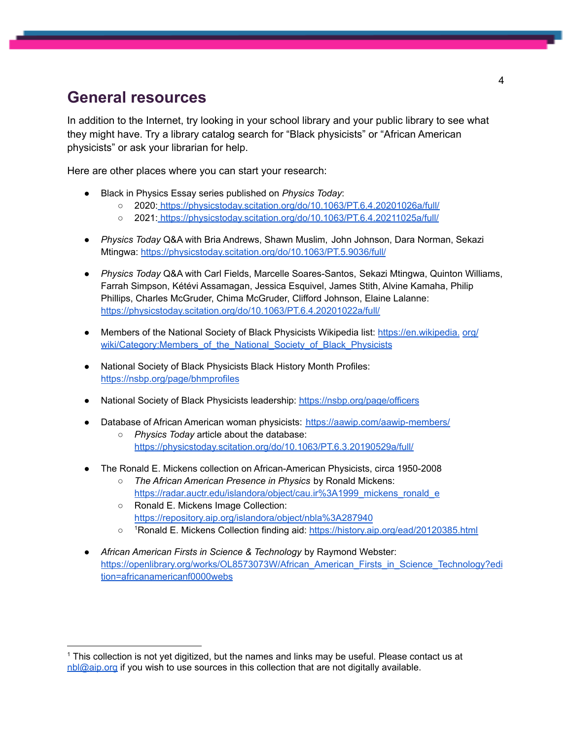## General resources

In addition to the Internet, try looking in your school library and your public library to see what they might have. Try a library catalog search for "Black physicists" or "African American physicists" or ask your librarian for help.

Here are other places where you can start your research:

- Black in Physics Essay series published on *Physics Today*:
  - 2020: https://physicstoday.scitation.org/do/10.1063/PT.6.4.20201026a/full/
  - 2021: https://physicstoday.scitation.org/do/10.1063/PT.6.4.20211025a/full/

- *Physics Today* Q&A with Bria Andrews, Shawn Muslim, John Johnson, Dara Norman, Sekazi Mtingwa: https://physicstoday.scitation.org/do/10.1063/PT.5.9036/full/

- *Physics Today* Q&A with Carl Fields, Marcelle Soares-Santos, Sekazi Mtingwa, Quinton Williams, Farrah Simpson, Kétévi Assamagan, Jessica Esquivel, James Stith, Alvine Kamaha, Philip Phillips, Charles McGruder, Chima McGruder, Clifford Johnson, Elaine Lalanne: https://physicstoday.scitation.org/do/10.1063/PT.6.4.20201022a/full/

- Members of the National Society of Black Physicists Wikipedia list: https://en.wikipedia.org/wiki/Category:Members_of_the_National_Society_of_Black_Physicists

- National Society of Black Physicists Black History Month Profiles: https://nsbp.org/page/bhmprofiles

- National Society of Black Physicists leadership: https://nsbp.org/page/officers

- Database of African American woman physicists: https://aawip.com/aawip-members/
  - *Physics Today* article about the database: https://physicstoday.scitation.org/do/10.1063/PT.6.3.20190529a/full/

- The Ronald E. Mickens collection on African-American Physicists, circa 1950-2008
  - *The African American Presence in Physics* by Ronald Mickens: https://radar.auctr.edu/islandora/object/cau.ir%3A1999_mickens_ronald_e
  - Ronald E. Mickens Image Collection: https://repository.aip.org/islandora/object/nbla%3A287940
  - [1]Ronald E. Mickens Collection finding aid: https://history.aip.org/ead/20120385.html

- *African American Firsts in Science & Technology* by Raymond Webster: https://openlibrary.org/works/OL8573073W/African_American_Firsts_in_Science_Technology?edition=africanamericanf0000webs

---

[1] This collection is not yet digitized, but the names and links may be useful. Please contact us at nbl@aip.org if you wish to use sources in this collection that are not digitally available.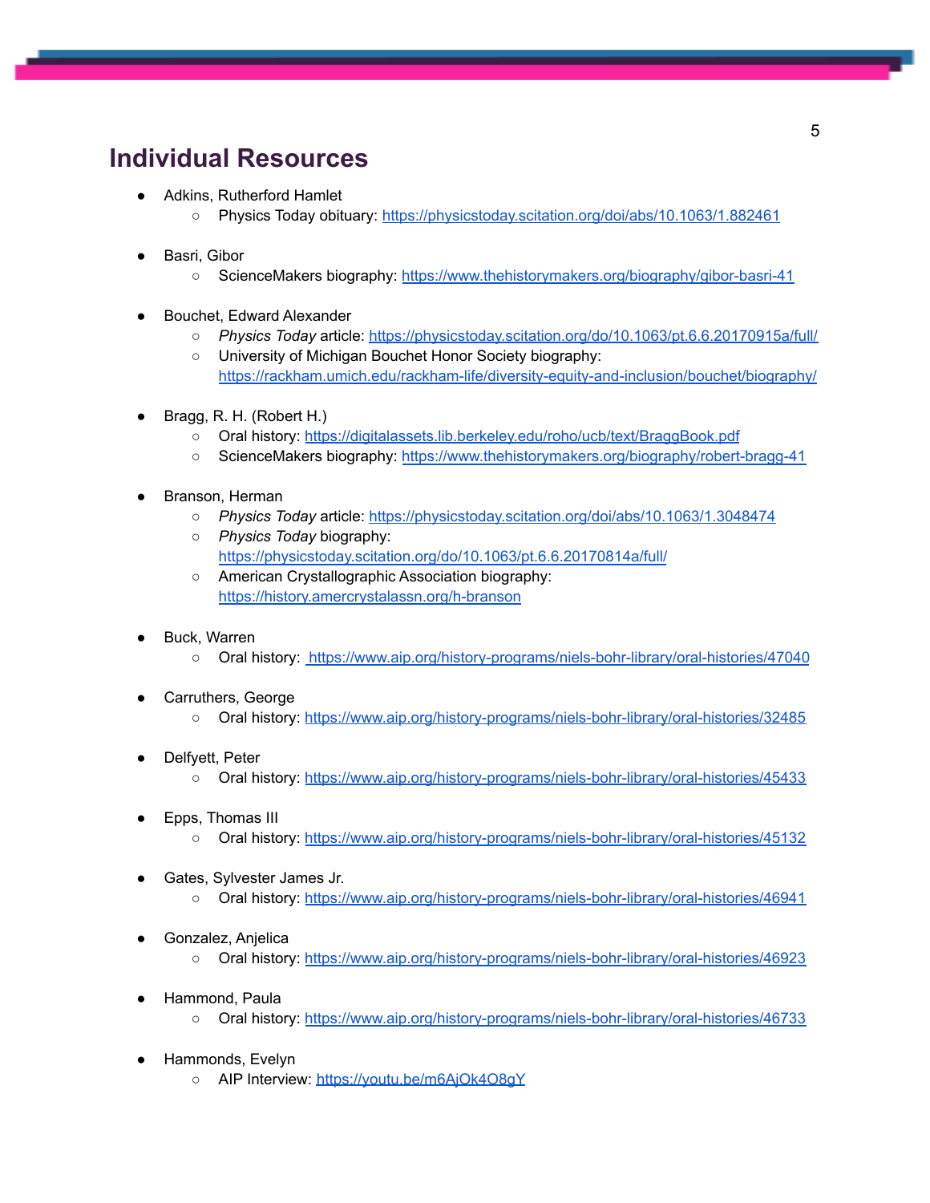# Individual Resources

- Adkins, Rutherford Hamlet
  - Physics Today obituary: https://physicstoday.scitation.org/doi/abs/10.1063/1.882461

- Basri, Gibor
  - ScienceMakers biography: https://www.thehistorymakers.org/biography/gibor-basri-41

- Bouchet, Edward Alexander
  - *Physics Today* article: https://physicstoday.scitation.org/do/10.1063/pt.6.6.20170915a/full/
  - University of Michigan Bouchet Honor Society biography: https://rackham.umich.edu/rackham-life/diversity-equity-and-inclusion/bouchet/biography/

- Bragg, R. H. (Robert H.)
  - Oral history: https://digitalassets.lib.berkeley.edu/roho/ucb/text/BraggBook.pdf
  - ScienceMakers biography: https://www.thehistorymakers.org/biography/robert-bragg-41

- Branson, Herman
  - *Physics Today* article: https://physicstoday.scitation.org/doi/abs/10.1063/1.3048474
  - *Physics Today* biography: https://physicstoday.scitation.org/do/10.1063/pt.6.6.20170814a/full/
  - American Crystallographic Association biography: https://history.amercrystalassn.org/h-branson

- Buck, Warren
  - Oral history: https://www.aip.org/history-programs/niels-bohr-library/oral-histories/47040

- Carruthers, George
  - Oral history: https://www.aip.org/history-programs/niels-bohr-library/oral-histories/32485

- Delfyett, Peter
  - Oral history: https://www.aip.org/history-programs/niels-bohr-library/oral-histories/45433

- Epps, Thomas III
  - Oral history: https://www.aip.org/history-programs/niels-bohr-library/oral-histories/45132

- Gates, Sylvester James Jr.
  - Oral history: https://www.aip.org/history-programs/niels-bohr-library/oral-histories/46941

- Gonzalez, Anjelica
  - Oral history: https://www.aip.org/history-programs/niels-bohr-library/oral-histories/46923

- Hammond, Paula
  - Oral history: https://www.aip.org/history-programs/niels-bohr-library/oral-histories/46733

- Hammonds, Evelyn
  - AIP Interview: https://youtu.be/m6AjOk4O8gY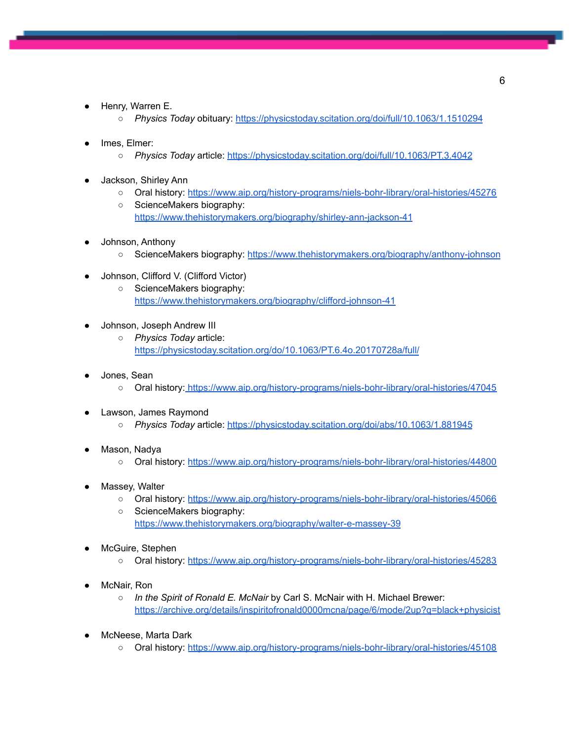- Henry, Warren E.
  - *Physics Today* obituary: https://physicstoday.scitation.org/doi/full/10.1063/1.1510294

- Imes, Elmer:
  - *Physics Today* article: https://physicstoday.scitation.org/doi/full/10.1063/PT.3.4042

- Jackson, Shirley Ann
  - Oral history: https://www.aip.org/history-programs/niels-bohr-library/oral-histories/45276
  - ScienceMakers biography: https://www.thehistorymakers.org/biography/shirley-ann-jackson-41

- Johnson, Anthony
  - ScienceMakers biography: https://www.thehistorymakers.org/biography/anthony-johnson

- Johnson, Clifford V. (Clifford Victor)
  - ScienceMakers biography: https://www.thehistorymakers.org/biography/clifford-johnson-41

- Johnson, Joseph Andrew III
  - *Physics Today* article: https://physicstoday.scitation.org/do/10.1063/PT.6.4o.20170728a/full/

- Jones, Sean
  - Oral history: https://www.aip.org/history-programs/niels-bohr-library/oral-histories/47045

- Lawson, James Raymond
  - *Physics Today* article: https://physicstoday.scitation.org/doi/abs/10.1063/1.881945

- Mason, Nadya
  - Oral history: https://www.aip.org/history-programs/niels-bohr-library/oral-histories/44800

- Massey, Walter
  - Oral history: https://www.aip.org/history-programs/niels-bohr-library/oral-histories/45066
  - ScienceMakers biography: https://www.thehistorymakers.org/biography/walter-e-massey-39

- McGuire, Stephen
  - Oral history: https://www.aip.org/history-programs/niels-bohr-library/oral-histories/45283

- McNair, Ron
  - *In the Spirit of Ronald E. McNair* by Carl S. McNair with H. Michael Brewer: https://archive.org/details/inspiritofronald0000mcna/page/6/mode/2up?q=black+physicist

- McNeese, Marta Dark
  - Oral history: https://www.aip.org/history-programs/niels-bohr-library/oral-histories/45108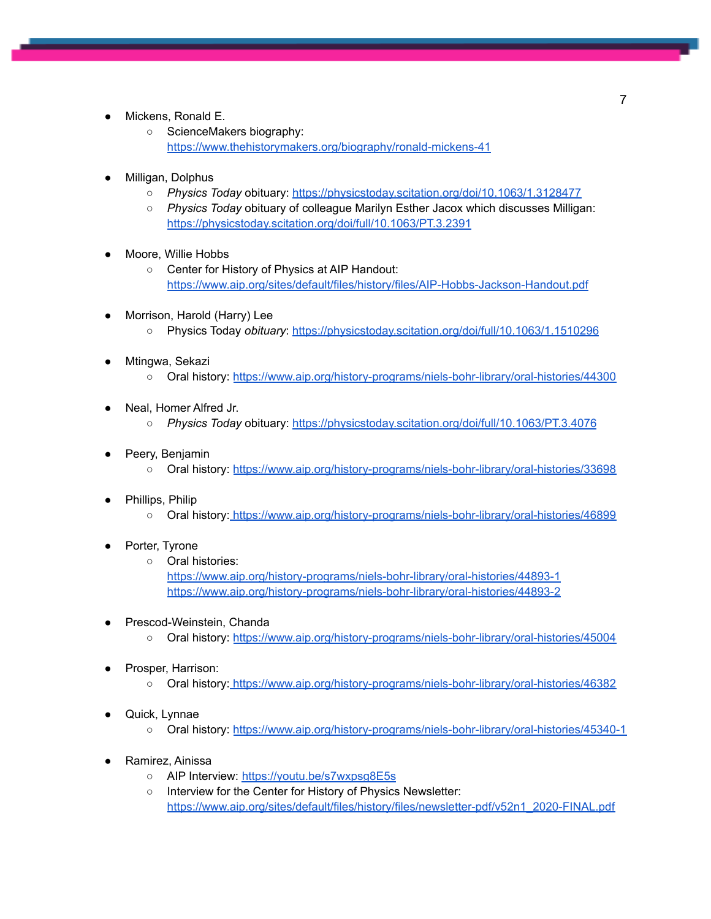- Mickens, Ronald E.
    - ScienceMakers biography: https://www.thehistorymakers.org/biography/ronald-mickens-41

- Milligan, Dolphus
    - *Physics Today* obituary: https://physicstoday.scitation.org/doi/10.1063/1.3128477
    - *Physics Today* obituary of colleague Marilyn Esther Jacox which discusses Milligan: https://physicstoday.scitation.org/doi/full/10.1063/PT.3.2391

- Moore, Willie Hobbs
    - Center for History of Physics at AIP Handout: https://www.aip.org/sites/default/files/history/files/AIP-Hobbs-Jackson-Handout.pdf

- Morrison, Harold (Harry) Lee
    - Physics Today *obituary*: https://physicstoday.scitation.org/doi/full/10.1063/1.1510296

- Mtingwa, Sekazi
    - Oral history: https://www.aip.org/history-programs/niels-bohr-library/oral-histories/44300

- Neal, Homer Alfred Jr.
    - *Physics Today* obituary: https://physicstoday.scitation.org/doi/full/10.1063/PT.3.4076

- Peery, Benjamin
    - Oral history: https://www.aip.org/history-programs/niels-bohr-library/oral-histories/33698

- Phillips, Philip
    - Oral history: https://www.aip.org/history-programs/niels-bohr-library/oral-histories/46899

- Porter, Tyrone
    - Oral histories:
      https://www.aip.org/history-programs/niels-bohr-library/oral-histories/44893-1
      https://www.aip.org/history-programs/niels-bohr-library/oral-histories/44893-2

- Prescod-Weinstein, Chanda
    - Oral history: https://www.aip.org/history-programs/niels-bohr-library/oral-histories/45004

- Prosper, Harrison:
    - Oral history: https://www.aip.org/history-programs/niels-bohr-library/oral-histories/46382

- Quick, Lynnae
    - Oral history: https://www.aip.org/history-programs/niels-bohr-library/oral-histories/45340-1

- Ramirez, Ainissa
    - AIP Interview: https://youtu.be/s7wxpsg8E5s
    - Interview for the Center for History of Physics Newsletter: https://www.aip.org/sites/default/files/history/files/newsletter-pdf/v52n1_2020-FINAL.pdf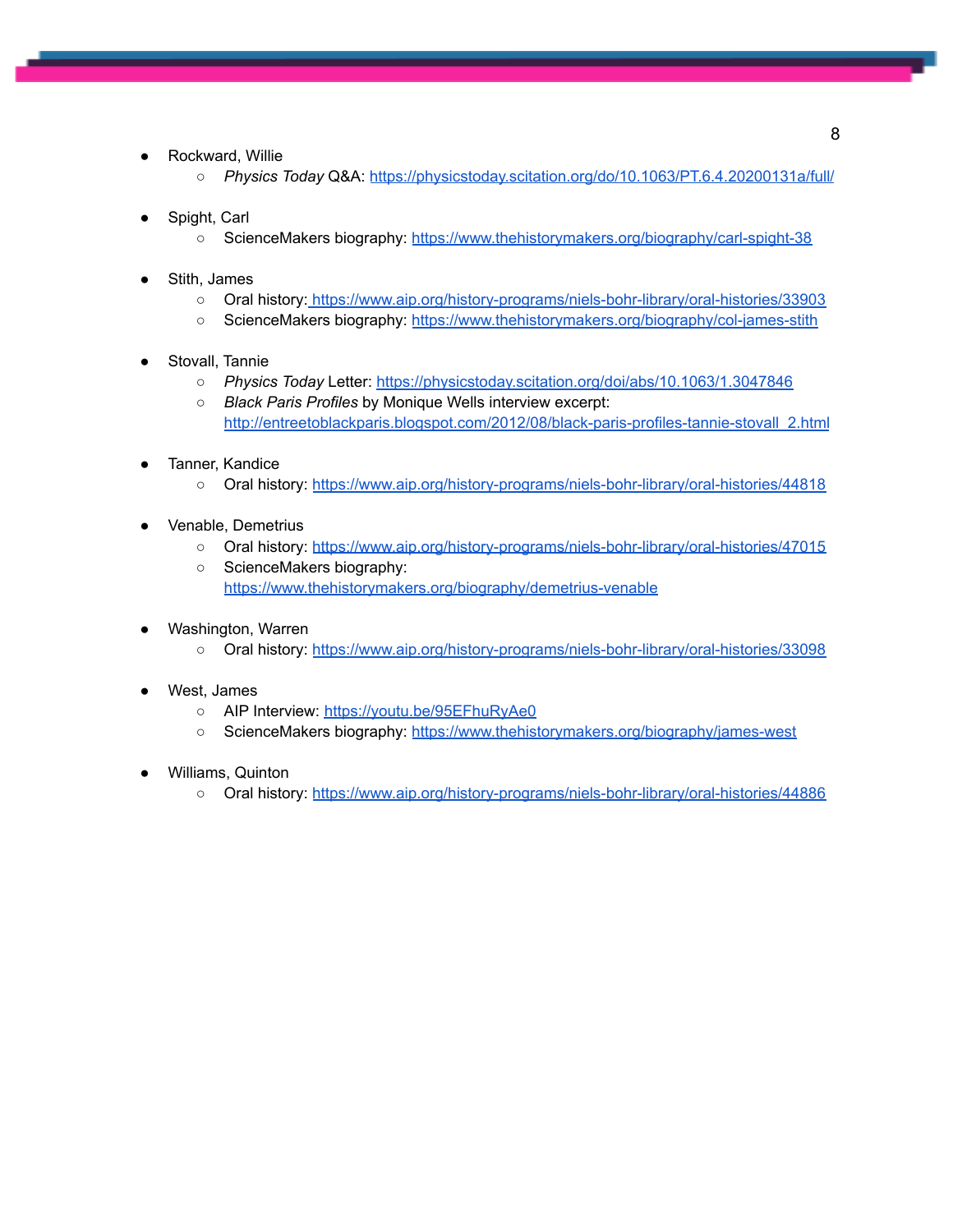- Rockward, Willie
  - *Physics Today* Q&A: https://physicstoday.scitation.org/do/10.1063/PT.6.4.20200131a/full/

- Spight, Carl
  - ScienceMakers biography: https://www.thehistorymakers.org/biography/carl-spight-38

- Stith, James
  - Oral history: https://www.aip.org/history-programs/niels-bohr-library/oral-histories/33903
  - ScienceMakers biography: https://www.thehistorymakers.org/biography/col-james-stith

- Stovall, Tannie
  - *Physics Today* Letter: https://physicstoday.scitation.org/doi/abs/10.1063/1.3047846
  - *Black Paris Profiles* by Monique Wells interview excerpt: http://entreetoblackparis.blogspot.com/2012/08/black-paris-profiles-tannie-stovall_2.html

- Tanner, Kandice
  - Oral history: https://www.aip.org/history-programs/niels-bohr-library/oral-histories/44818

- Venable, Demetrius
  - Oral history: https://www.aip.org/history-programs/niels-bohr-library/oral-histories/47015
  - ScienceMakers biography: https://www.thehistorymakers.org/biography/demetrius-venable

- Washington, Warren
  - Oral history: https://www.aip.org/history-programs/niels-bohr-library/oral-histories/33098

- West, James
  - AIP Interview: https://youtu.be/95EFhuRyAe0
  - ScienceMakers biography: https://www.thehistorymakers.org/biography/james-west

- Williams, Quinton
  - Oral history: https://www.aip.org/history-programs/niels-bohr-library/oral-histories/44886